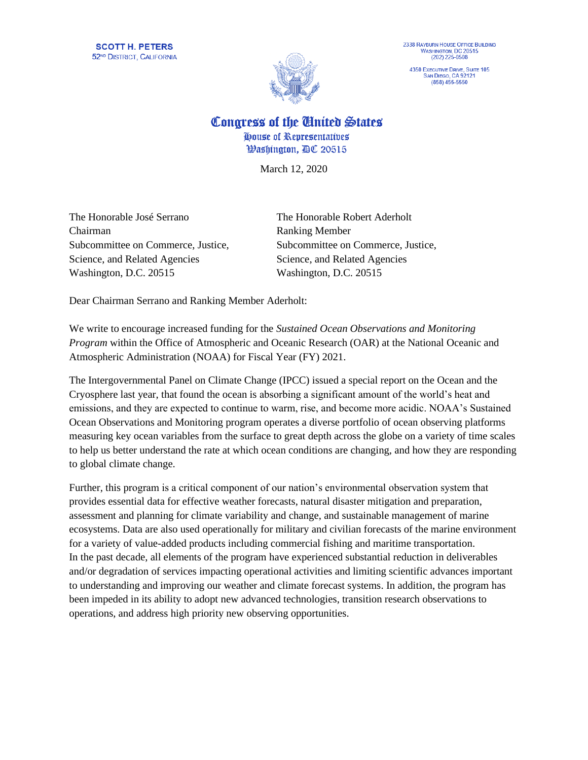**SCOTT H. PETERS**
52ND DISTRICT, CALIFORNIA

2338 RAYBURN HOUSE OFFICE BUILDING
WASHINGTON, DC 20515
(202) 225-0508

4350 EXECUTIVE DRIVE, SUITE 105
SAN DIEGO, CA 92121
(858) 455-5550

# Congress of the United States
House of Representatives
Washington, DC 20515

March 12, 2020

The Honorable José Serrano
Chairman
Subcommittee on Commerce, Justice, Science, and Related Agencies
Washington, D.C. 20515

The Honorable Robert Aderholt
Ranking Member
Subcommittee on Commerce, Justice, Science, and Related Agencies
Washington, D.C. 20515

Dear Chairman Serrano and Ranking Member Aderholt:

We write to encourage increased funding for the *Sustained Ocean Observations and Monitoring Program* within the Office of Atmospheric and Oceanic Research (OAR) at the National Oceanic and Atmospheric Administration (NOAA) for Fiscal Year (FY) 2021.

The Intergovernmental Panel on Climate Change (IPCC) issued a special report on the Ocean and the Cryosphere last year, that found the ocean is absorbing a significant amount of the world's heat and emissions, and they are expected to continue to warm, rise, and become more acidic. NOAA's Sustained Ocean Observations and Monitoring program operates a diverse portfolio of ocean observing platforms measuring key ocean variables from the surface to great depth across the globe on a variety of time scales to help us better understand the rate at which ocean conditions are changing, and how they are responding to global climate change.

Further, this program is a critical component of our nation's environmental observation system that provides essential data for effective weather forecasts, natural disaster mitigation and preparation, assessment and planning for climate variability and change, and sustainable management of marine ecosystems. Data are also used operationally for military and civilian forecasts of the marine environment for a variety of value-added products including commercial fishing and maritime transportation. In the past decade, all elements of the program have experienced substantial reduction in deliverables and/or degradation of services impacting operational activities and limiting scientific advances important to understanding and improving our weather and climate forecast systems. In addition, the program has been impeded in its ability to adopt new advanced technologies, transition research observations to operations, and address high priority new observing opportunities.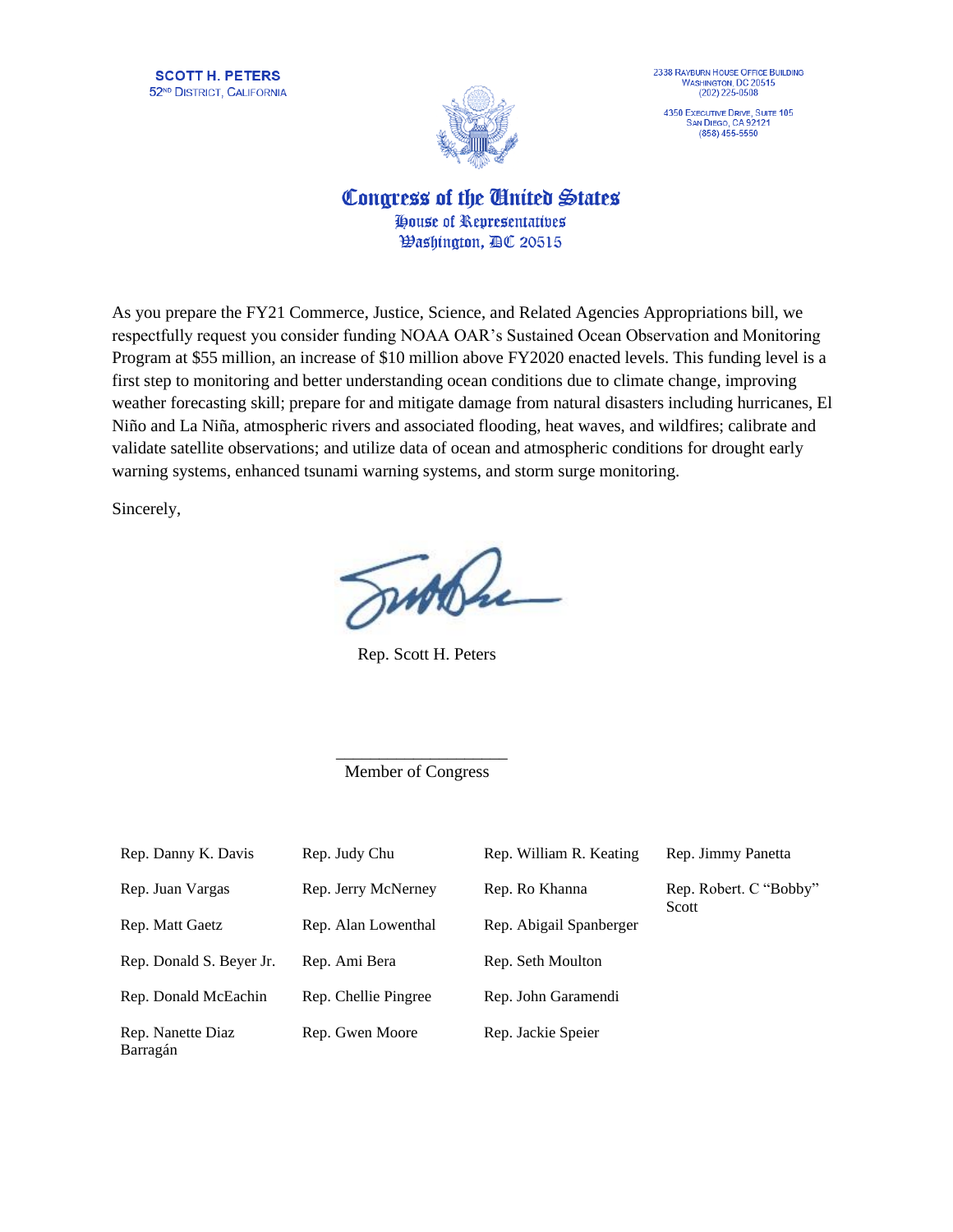**SCOTT H. PETERS**
52ND DISTRICT, CALIFORNIA

2338 RAYBURN HOUSE OFFICE BUILDING
WASHINGTON, DC 20515
(202) 225-0508

4350 EXECUTIVE DRIVE, SUITE 105
SAN DIEGO, CA 92121
(858) 455-5550

**Congress of the United States**
House of Representatives
Washington, DC 20515

As you prepare the FY21 Commerce, Justice, Science, and Related Agencies Appropriations bill, we respectfully request you consider funding NOAA OAR's Sustained Ocean Observation and Monitoring Program at $55 million, an increase of $10 million above FY2020 enacted levels. This funding level is a first step to monitoring and better understanding ocean conditions due to climate change, improving weather forecasting skill; prepare for and mitigate damage from natural disasters including hurricanes, El Niño and La Niña, atmospheric rivers and associated flooding, heat waves, and wildfires; calibrate and validate satellite observations; and utilize data of ocean and atmospheric conditions for drought early warning systems, enhanced tsunami warning systems, and storm surge monitoring.

Sincerely,

Rep. Scott H. Peters

\_\_\_\_\_\_\_\_\_\_\_\_\_\_\_\_\_\_\_\_
Member of Congress

| | | | |
|---|---|---|---|
| Rep. Danny K. Davis | Rep. Judy Chu | Rep. William R. Keating | Rep. Jimmy Panetta |
| Rep. Juan Vargas | Rep. Jerry McNerney | Rep. Ro Khanna | Rep. Robert. C "Bobby" Scott |
| Rep. Matt Gaetz | Rep. Alan Lowenthal | Rep. Abigail Spanberger | |
| Rep. Donald S. Beyer Jr. | Rep. Ami Bera | Rep. Seth Moulton | |
| Rep. Donald McEachin | Rep. Chellie Pingree | Rep. John Garamendi | |
| Rep. Nanette Diaz Barragán | Rep. Gwen Moore | Rep. Jackie Speier | |